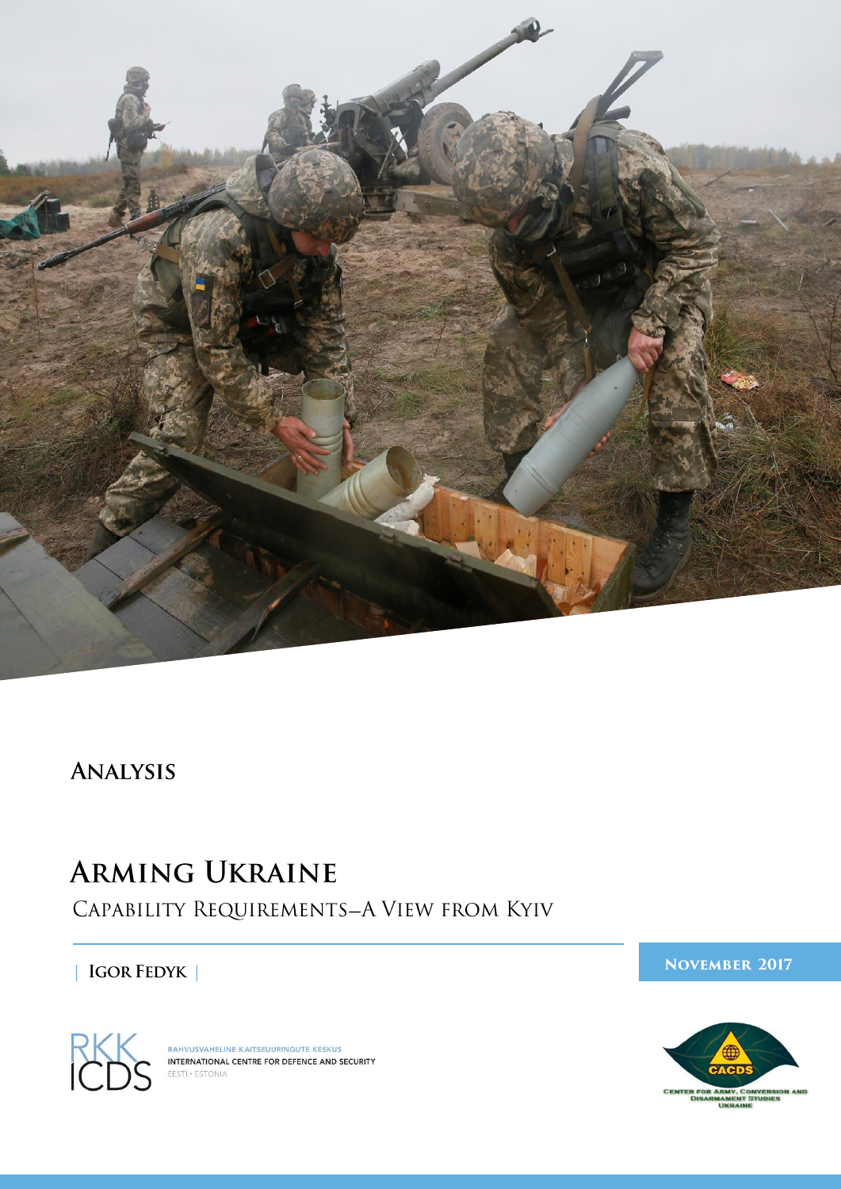**Analysis**

# Arming Ukraine

## Capability Requirements—A View from Kyiv

| Igor Fedyk |

**November 2017**

RAHVUSVAHELINE KAITSEUURINGUTE KESKUS
INTERNATIONAL CENTRE FOR DEFENCE AND SECURITY
EESTI • ESTONIA

CACDS
CENTER FOR ARMY, CONVERSION AND DISARMAMENT STUDIES
UKRAINE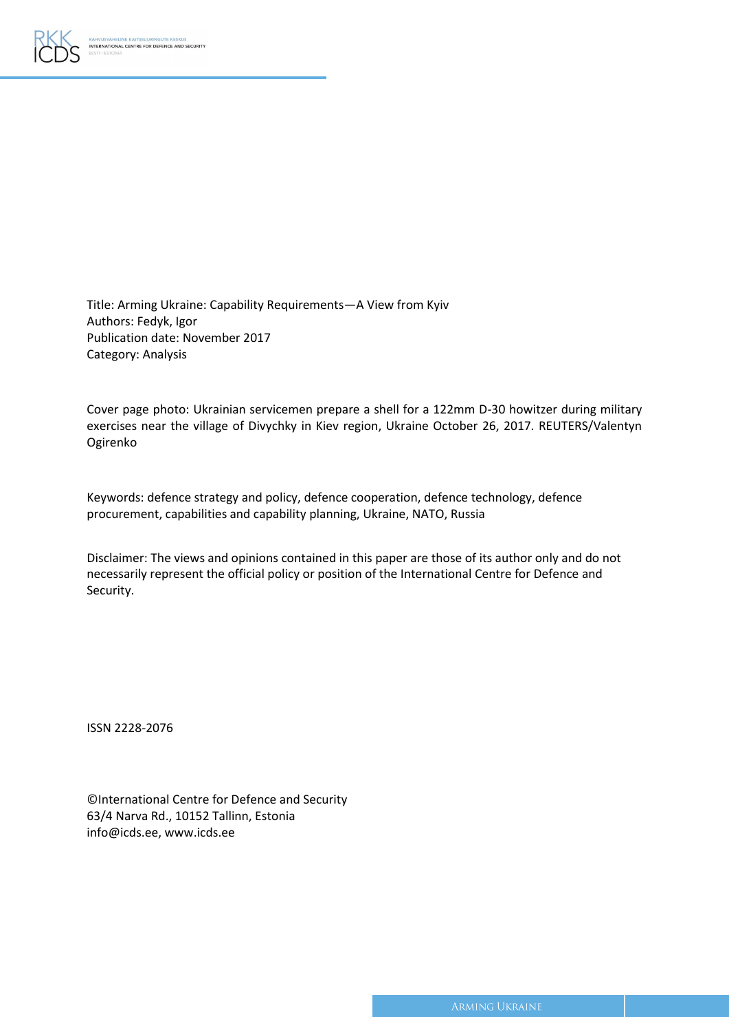Title: Arming Ukraine: Capability Requirements—A View from Kyiv
Authors: Fedyk, Igor
Publication date: November 2017
Category: Analysis

Cover page photo: Ukrainian servicemen prepare a shell for a 122mm D-30 howitzer during military exercises near the village of Divychky in Kiev region, Ukraine October 26, 2017. REUTERS/Valentyn Ogirenko

Keywords: defence strategy and policy, defence cooperation, defence technology, defence procurement, capabilities and capability planning, Ukraine, NATO, Russia

Disclaimer: The views and opinions contained in this paper are those of its author only and do not necessarily represent the official policy or position of the International Centre for Defence and Security.

ISSN 2228-2076

©International Centre for Defence and Security
63/4 Narva Rd., 10152 Tallinn, Estonia
info@icds.ee, www.icds.ee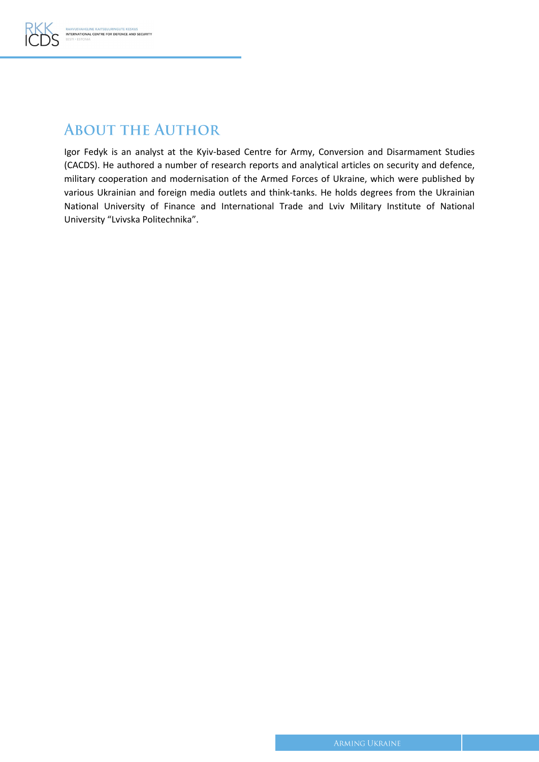# About the Author

Igor Fedyk is an analyst at the Kyiv-based Centre for Army, Conversion and Disarmament Studies (CACDS). He authored a number of research reports and analytical articles on security and defence, military cooperation and modernisation of the Armed Forces of Ukraine, which were published by various Ukrainian and foreign media outlets and think-tanks. He holds degrees from the Ukrainian National University of Finance and International Trade and Lviv Military Institute of National University "Lvivska Politechnika".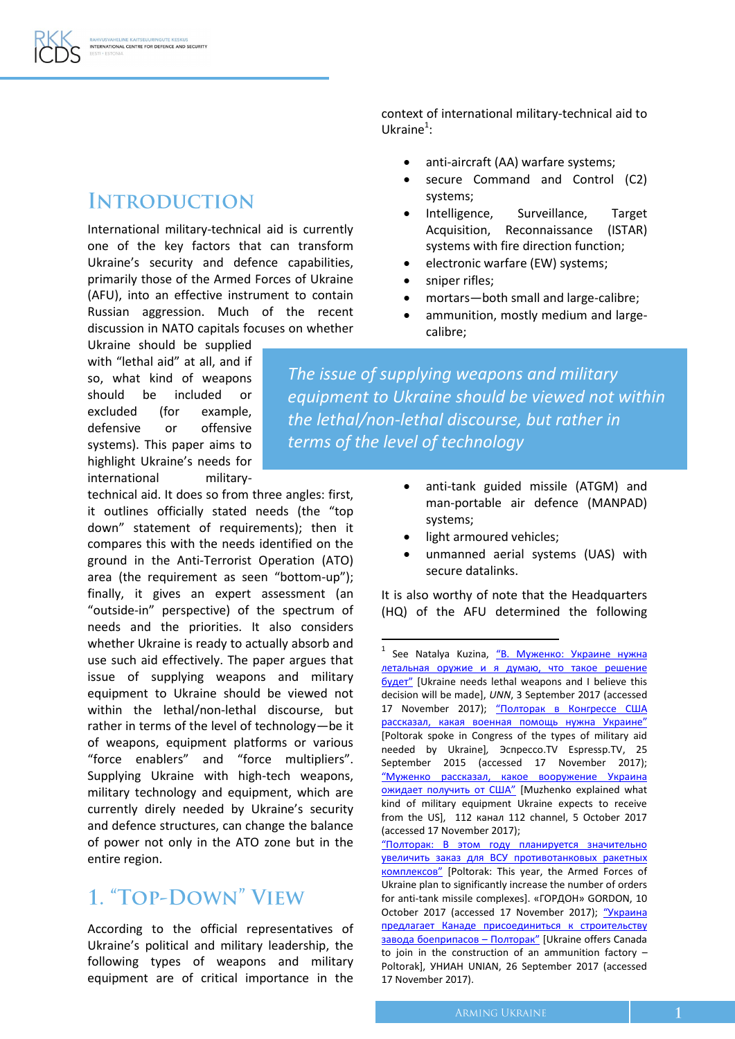## Introduction

International military-technical aid is currently one of the key factors that can transform Ukraine's security and defence capabilities, primarily those of the Armed Forces of Ukraine (AFU), into an effective instrument to contain Russian aggression. Much of the recent discussion in NATO capitals focuses on whether Ukraine should be supplied with "lethal aid" at all, and if so, what kind of weapons should be included or excluded (for example, defensive or offensive systems). This paper aims to highlight Ukraine's needs for international military-technical aid. It does so from three angles: first, it outlines officially stated needs (the "top down" statement of requirements); then it compares this with the needs identified on the ground in the Anti-Terrorist Operation (ATO) area (the requirement as seen "bottom-up"); finally, it gives an expert assessment (an "outside-in" perspective) of the spectrum of needs and the priorities. It also considers whether Ukraine is ready to actually absorb and use such aid effectively. The paper argues that issue of supplying weapons and military equipment to Ukraine should be viewed not within the lethal/non-lethal discourse, but rather in terms of the level of technology—be it of weapons, equipment platforms or various "force enablers" and "force multipliers". Supplying Ukraine with high-tech weapons, military technology and equipment, which are currently direly needed by Ukraine's security and defence structures, can change the balance of power not only in the ATO zone but in the entire region.

> *The issue of supplying weapons and military equipment to Ukraine should be viewed not within the lethal/non-lethal discourse, but rather in terms of the level of technology*

## 1. "Top-Down" View

According to the official representatives of Ukraine's political and military leadership, the following types of weapons and military equipment are of critical importance in the context of international military-technical aid to Ukraine[1]:

- anti-aircraft (AA) warfare systems;
- secure Command and Control (C2) systems;
- Intelligence, Surveillance, Target Acquisition, Reconnaissance (ISTAR) systems with fire direction function;
- electronic warfare (EW) systems;
- sniper rifles;
- mortars—both small and large-calibre;
- ammunition, mostly medium and large-calibre;
- anti-tank guided missile (ATGM) and man-portable air defence (MANPAD) systems;
- light armoured vehicles;
- unmanned aerial systems (UAS) with secure datalinks.

It is also worthy of note that the Headquarters (HQ) of the AFU determined the following

---

[1] See Natalya Kuzina, "В. Муженко: Украине нужна летальная оружие и я думаю, что такое решение будет" [Ukraine needs lethal weapons and I believe this decision will be made], *UNN*, 3 September 2017 (accessed 17 November 2017); "Полторак в Конгрессе США рассказал, какая военная помощь нужна Украине" [Poltorak spoke in Congress of the types of military aid needed by Ukraine], Эспресо.TV Espressp.TV, 25 September 2015 (accessed 17 November 2017); "Муженко рассказал, какое вооружение Украина ожидает получить от США" [Muzhenko explained what kind of military equipment Ukraine expects to receive from the US], 112 канал 112 channel, 5 October 2017 (accessed 17 November 2017); "Полторак: В этом году планируется значительно увеличить заказ для ВСУ противотанковых ракетных комплексов" [Poltorak: This year, the Armed Forces of Ukraine plan to significantly increase the number of orders for anti-tank missile complexes]. «ГОРДОН» GORDON, 10 October 2017 (accessed 17 November 2017); "Украина предлагает Канаде присоединиться к строительству завода боеприпасов – Полторак" [Ukraine offers Canada to join in the construction of an ammunition factory – Poltorak], УНИАН UNIAN, 26 September 2017 (accessed 17 November 2017).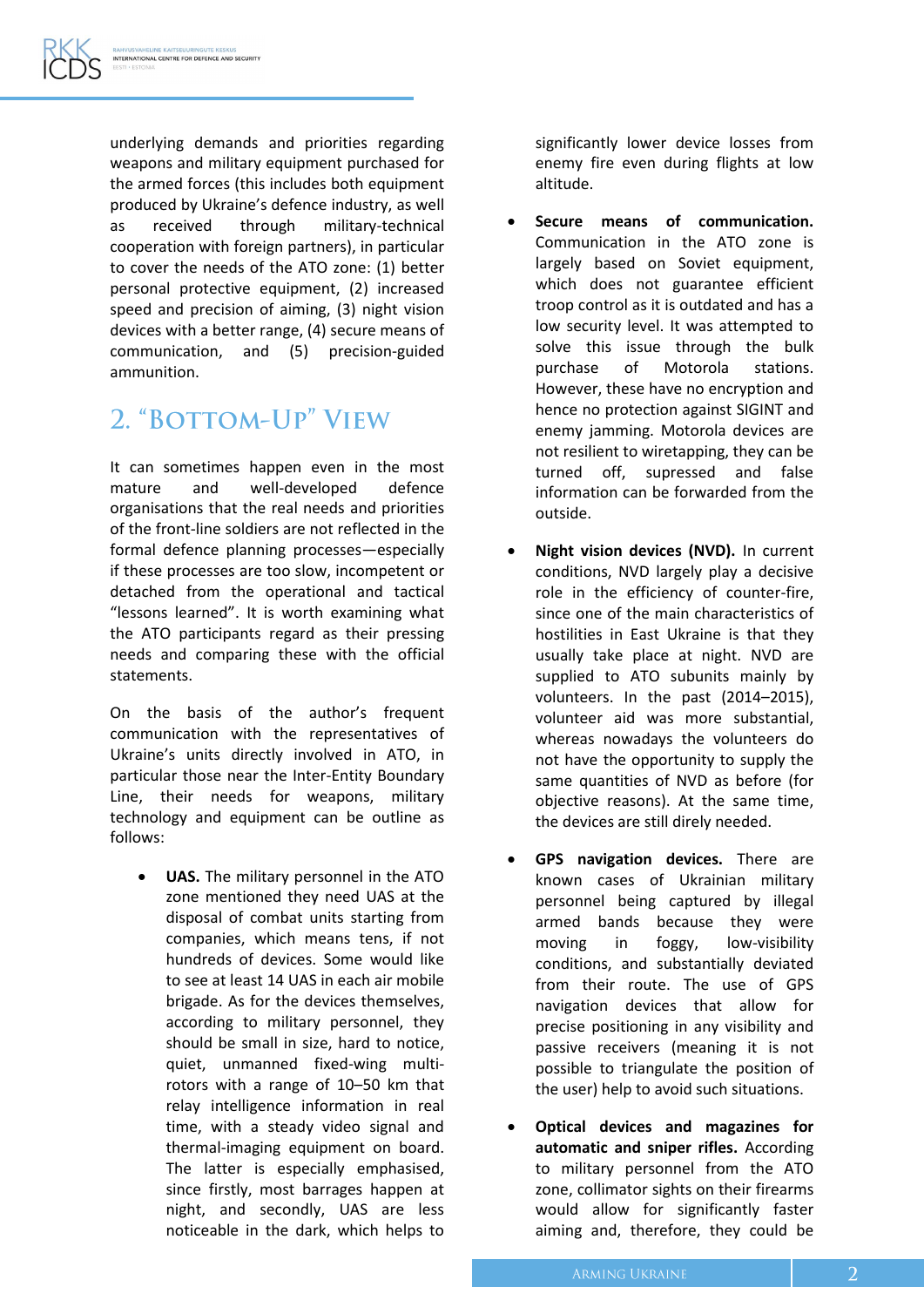underlying demands and priorities regarding weapons and military equipment purchased for the armed forces (this includes both equipment produced by Ukraine's defence industry, as well as received through military-technical cooperation with foreign partners), in particular to cover the needs of the ATO zone: (1) better personal protective equipment, (2) increased speed and precision of aiming, (3) night vision devices with a better range, (4) secure means of communication, and (5) precision-guided ammunition.

## 2. "Bottom-Up" View

It can sometimes happen even in the most mature and well-developed defence organisations that the real needs and priorities of the front-line soldiers are not reflected in the formal defence planning processes—especially if these processes are too slow, incompetent or detached from the operational and tactical "lessons learned". It is worth examining what the ATO participants regard as their pressing needs and comparing these with the official statements.

On the basis of the author's frequent communication with the representatives of Ukraine's units directly involved in ATO, in particular those near the Inter-Entity Boundary Line, their needs for weapons, military technology and equipment can be outline as follows:

- **UAS.** The military personnel in the ATO zone mentioned they need UAS at the disposal of combat units starting from companies, which means tens, if not hundreds of devices. Some would like to see at least 14 UAS in each air mobile brigade. As for the devices themselves, according to military personnel, they should be small in size, hard to notice, quiet, unmanned fixed-wing multi-rotors with a range of 10–50 km that relay intelligence information in real time, with a steady video signal and thermal-imaging equipment on board. The latter is especially emphasised, since firstly, most barrages happen at night, and secondly, UAS are less noticeable in the dark, which helps to significantly lower device losses from enemy fire even during flights at low altitude.

- **Secure means of communication.** Communication in the ATO zone is largely based on Soviet equipment, which does not guarantee efficient troop control as it is outdated and has a low security level. It was attempted to solve this issue through the bulk purchase of Motorola stations. However, these have no encryption and hence no protection against SIGINT and enemy jamming. Motorola devices are not resilient to wiretapping, they can be turned off, supressed and false information can be forwarded from the outside.

- **Night vision devices (NVD).** In current conditions, NVD largely play a decisive role in the efficiency of counter-fire, since one of the main characteristics of hostilities in East Ukraine is that they usually take place at night. NVD are supplied to ATO subunits mainly by volunteers. In the past (2014–2015), volunteer aid was more substantial, whereas nowadays the volunteers do not have the opportunity to supply the same quantities of NVD as before (for objective reasons). At the same time, the devices are still direly needed.

- **GPS navigation devices.** There are known cases of Ukrainian military personnel being captured by illegal armed bands because they were moving in foggy, low-visibility conditions, and substantially deviated from their route. The use of GPS navigation devices that allow for precise positioning in any visibility and passive receivers (meaning it is not possible to triangulate the position of the user) help to avoid such situations.

- **Optical devices and magazines for automatic and sniper rifles.** According to military personnel from the ATO zone, collimator sights on their firearms would allow for significantly faster aiming and, therefore, they could be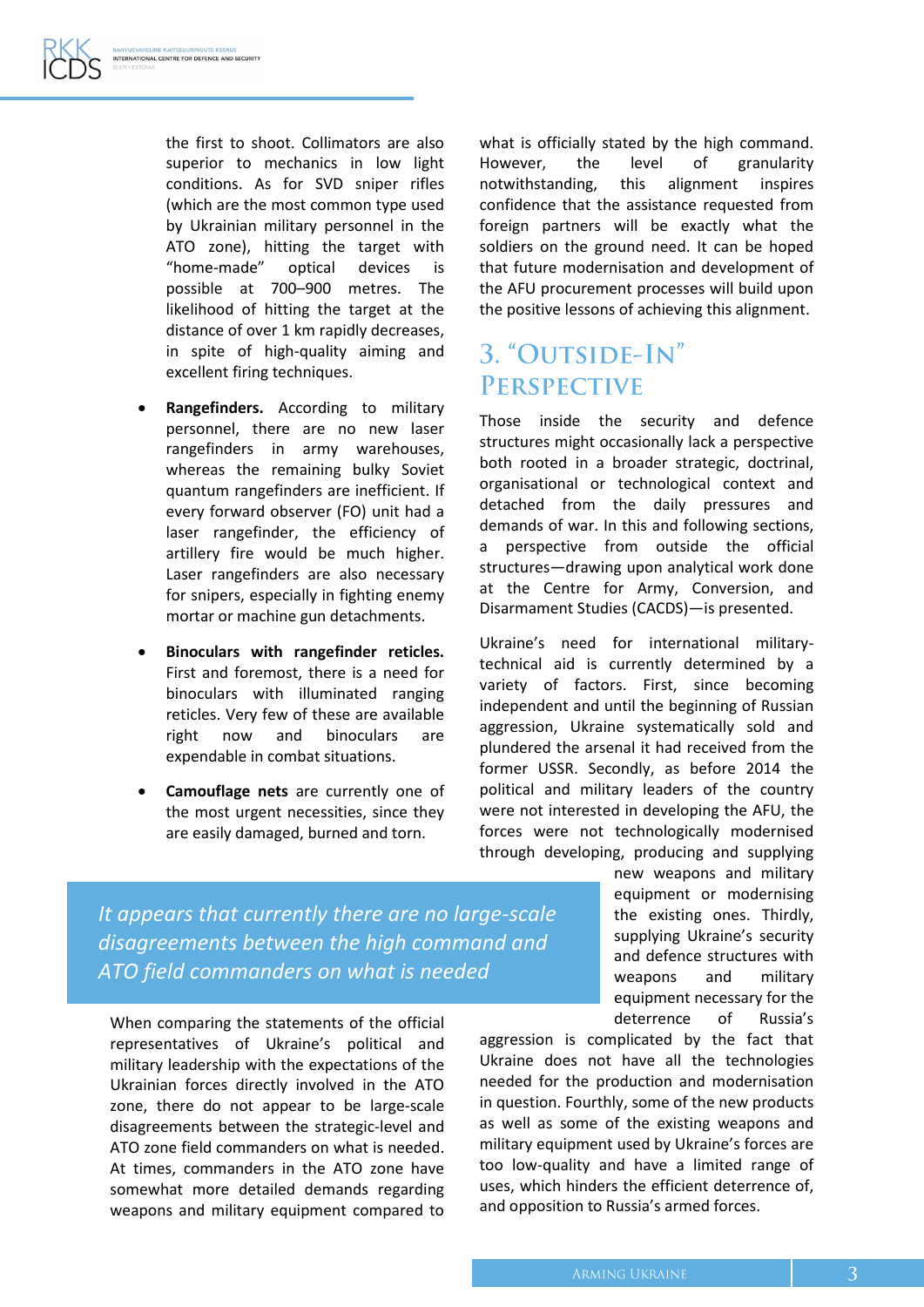the first to shoot. Collimators are also superior to mechanics in low light conditions. As for SVD sniper rifles (which are the most common type used by Ukrainian military personnel in the ATO zone), hitting the target with "home-made" optical devices is possible at 700–900 metres. The likelihood of hitting the target at the distance of over 1 km rapidly decreases, in spite of high-quality aiming and excellent firing techniques.

- **Rangefinders.** According to military personnel, there are no new laser rangefinders in army warehouses, whereas the remaining bulky Soviet quantum rangefinders are inefficient. If every forward observer (FO) unit had a laser rangefinder, the efficiency of artillery fire would be much higher. Laser rangefinders are also necessary for snipers, especially in fighting enemy mortar or machine gun detachments.
- **Binoculars with rangefinder reticles.** First and foremost, there is a need for binoculars with illuminated ranging reticles. Very few of these are available right now and binoculars are expendable in combat situations.
- **Camouflage nets** are currently one of the most urgent necessities, since they are easily damaged, burned and torn.

*It appears that currently there are no large-scale disagreements between the high command and ATO field commanders on what is needed*

When comparing the statements of the official representatives of Ukraine's political and military leadership with the expectations of the Ukrainian forces directly involved in the ATO zone, there do not appear to be large-scale disagreements between the strategic-level and ATO zone field commanders on what is needed. At times, commanders in the ATO zone have somewhat more detailed demands regarding weapons and military equipment compared to what is officially stated by the high command. However, the level of granularity notwithstanding, this alignment inspires confidence that the assistance requested from foreign partners will be exactly what the soldiers on the ground need. It can be hoped that future modernisation and development of the AFU procurement processes will build upon the positive lessons of achieving this alignment.

## 3. "Outside-In" Perspective

Those inside the security and defence structures might occasionally lack a perspective both rooted in a broader strategic, doctrinal, organisational or technological context and detached from the daily pressures and demands of war. In this and following sections, a perspective from outside the official structures—drawing upon analytical work done at the Centre for Army, Conversion, and Disarmament Studies (CACDS)—is presented.

Ukraine's need for international military-technical aid is currently determined by a variety of factors. First, since becoming independent and until the beginning of Russian aggression, Ukraine systematically sold and plundered the arsenal it had received from the former USSR. Secondly, as before 2014 the political and military leaders of the country were not interested in developing the AFU, the forces were not technologically modernised through developing, producing and supplying new weapons and military equipment or modernising the existing ones. Thirdly, supplying Ukraine's security and defence structures with weapons and military equipment necessary for the deterrence of Russia's aggression is complicated by the fact that Ukraine does not have all the technologies needed for the production and modernisation in question. Fourthly, some of the new products as well as some of the existing weapons and military equipment used by Ukraine's forces are too low-quality and have a limited range of uses, which hinders the efficient deterrence of, and opposition to Russia's armed forces.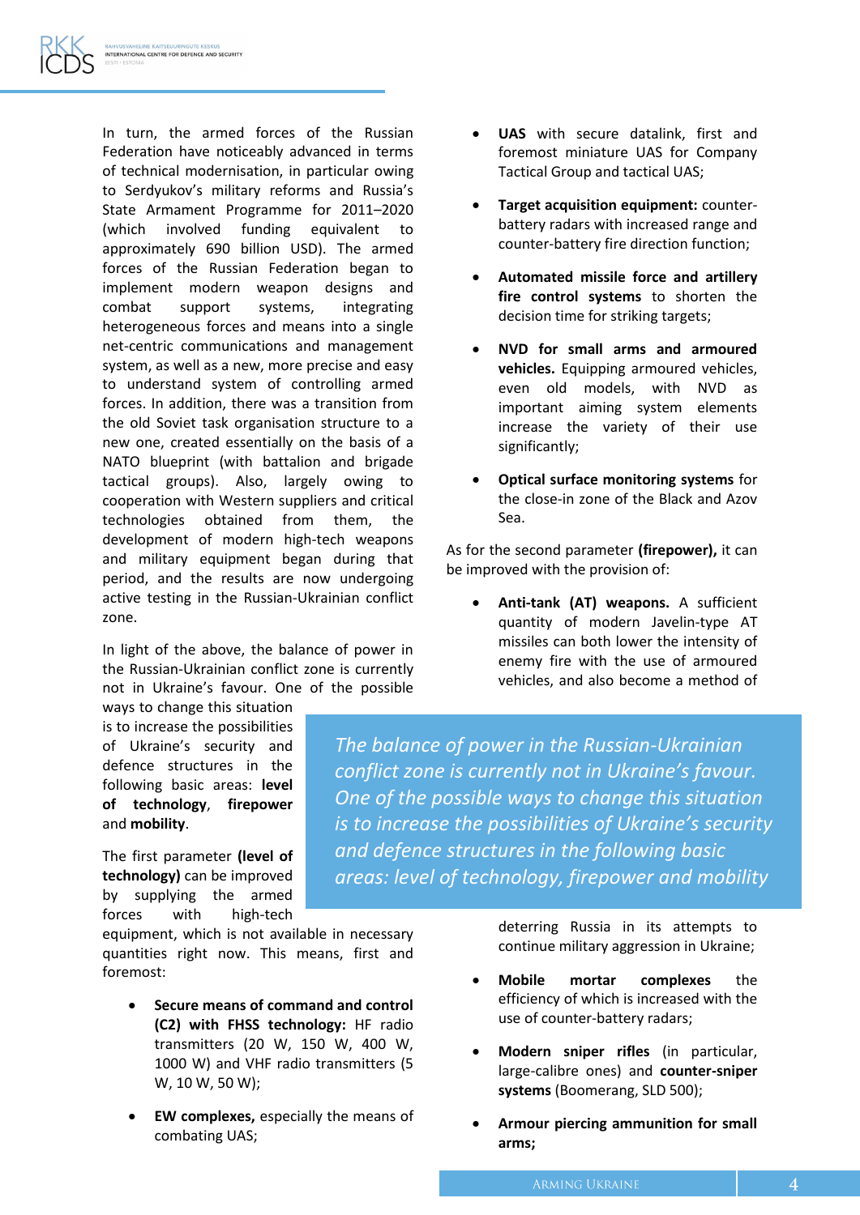In turn, the armed forces of the Russian Federation have noticeably advanced in terms of technical modernisation, in particular owing to Serdyukov's military reforms and Russia's State Armament Programme for 2011–2020 (which involved funding equivalent to approximately 690 billion USD). The armed forces of the Russian Federation began to implement modern weapon designs and combat support systems, integrating heterogeneous forces and means into a single net-centric communications and management system, as well as a new, more precise and easy to understand system of controlling armed forces. In addition, there was a transition from the old Soviet task organisation structure to a new one, created essentially on the basis of a NATO blueprint (with battalion and brigade tactical groups). Also, largely owing to cooperation with Western suppliers and critical technologies obtained from them, the development of modern high-tech weapons and military equipment began during that period, and the results are now undergoing active testing in the Russian-Ukrainian conflict zone.

In light of the above, the balance of power in the Russian-Ukrainian conflict zone is currently not in Ukraine's favour. One of the possible ways to change this situation is to increase the possibilities of Ukraine's security and defence structures in the following basic areas: **level of technology**, **firepower** and **mobility**.

> *The balance of power in the Russian-Ukrainian conflict zone is currently not in Ukraine's favour. One of the possible ways to change this situation is to increase the possibilities of Ukraine's security and defence structures in the following basic areas: level of technology, firepower and mobility*

The first parameter **(level of technology)** can be improved by supplying the armed forces with high-tech equipment, which is not available in necessary quantities right now. This means, first and foremost:

- **Secure means of command and control (C2) with FHSS technology:** HF radio transmitters (20 W, 150 W, 400 W, 1000 W) and VHF radio transmitters (5 W, 10 W, 50 W);
- **EW complexes,** especially the means of combating UAS;
- **UAS** with secure datalink, first and foremost miniature UAS for Company Tactical Group and tactical UAS;
- **Target acquisition equipment:** counter-battery radars with increased range and counter-battery fire direction function;
- **Automated missile force and artillery fire control systems** to shorten the decision time for striking targets;
- **NVD for small arms and armoured vehicles.** Equipping armoured vehicles, even old models, with NVD as important aiming system elements increase the variety of their use significantly;
- **Optical surface monitoring systems** for the close-in zone of the Black and Azov Sea.

As for the second parameter **(firepower),** it can be improved with the provision of:

- **Anti-tank (AT) weapons.** A sufficient quantity of modern Javelin-type AT missiles can both lower the intensity of enemy fire with the use of armoured vehicles, and also become a method of deterring Russia in its attempts to continue military aggression in Ukraine;
- **Mobile mortar complexes** the efficiency of which is increased with the use of counter-battery radars;
- **Modern sniper rifles** (in particular, large-calibre ones) and **counter-sniper systems** (Boomerang, SLD 500);
- **Armour piercing ammunition for small arms;**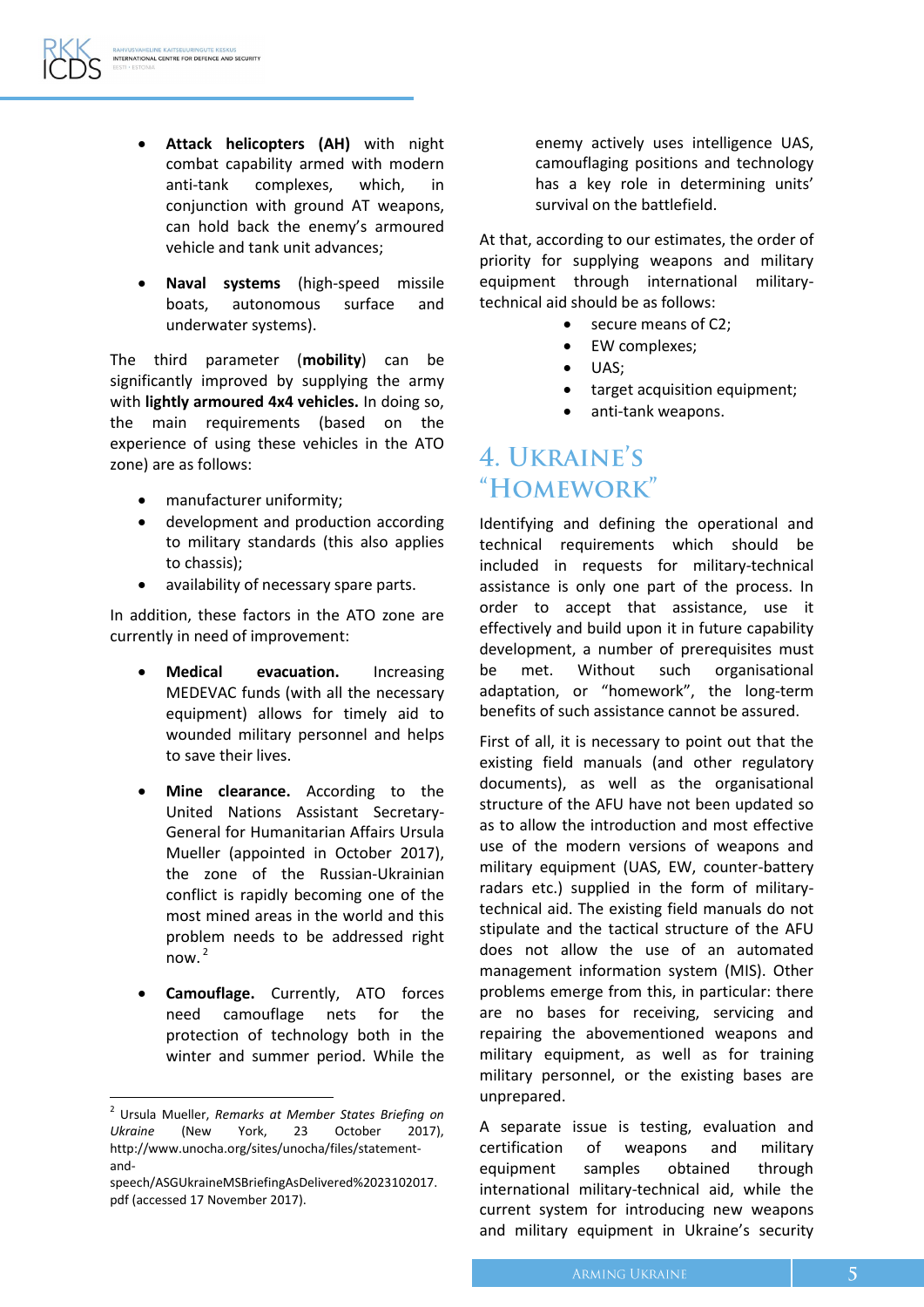- **Attack helicopters (AH)** with night combat capability armed with modern anti-tank complexes, which, in conjunction with ground AT weapons, can hold back the enemy's armoured vehicle and tank unit advances;

- **Naval systems** (high-speed missile boats, autonomous surface and underwater systems).

The third parameter (**mobility**) can be significantly improved by supplying the army with **lightly armoured 4x4 vehicles.** In doing so, the main requirements (based on the experience of using these vehicles in the ATO zone) are as follows:

- manufacturer uniformity;
- development and production according to military standards (this also applies to chassis);
- availability of necessary spare parts.

In addition, these factors in the ATO zone are currently in need of improvement:

- **Medical evacuation.** Increasing MEDEVAC funds (with all the necessary equipment) allows for timely aid to wounded military personnel and helps to save their lives.

- **Mine clearance.** According to the United Nations Assistant Secretary-General for Humanitarian Affairs Ursula Mueller (appointed in October 2017), the zone of the Russian-Ukrainian conflict is rapidly becoming one of the most mined areas in the world and this problem needs to be addressed right now.[2]

- **Camouflage.** Currently, ATO forces need camouflage nets for the protection of technology both in the winter and summer period. While the enemy actively uses intelligence UAS, camouflaging positions and technology has a key role in determining units' survival on the battlefield.

At that, according to our estimates, the order of priority for supplying weapons and military equipment through international military-technical aid should be as follows:

- secure means of C2;
- EW complexes;
- UAS;
- target acquisition equipment;
- anti-tank weapons.

## 4. Ukraine's "Homework"

Identifying and defining the operational and technical requirements which should be included in requests for military-technical assistance is only one part of the process. In order to accept that assistance, use it effectively and build upon it in future capability development, a number of prerequisites must be met. Without such organisational adaptation, or "homework", the long-term benefits of such assistance cannot be assured.

First of all, it is necessary to point out that the existing field manuals (and other regulatory documents), as well as the organisational structure of the AFU have not been updated so as to allow the introduction and most effective use of the modern versions of weapons and military equipment (UAS, EW, counter-battery radars etc.) supplied in the form of military-technical aid. The existing field manuals do not stipulate and the tactical structure of the AFU does not allow the use of an automated management information system (MIS). Other problems emerge from this, in particular: there are no bases for receiving, servicing and repairing the abovementioned weapons and military equipment, as well as for training military personnel, or the existing bases are unprepared.

A separate issue is testing, evaluation and certification of weapons and military equipment samples obtained through international military-technical aid, while the current system for introducing new weapons and military equipment in Ukraine's security

---

[2] Ursula Mueller, *Remarks at Member States Briefing on Ukraine* (New York, 23 October 2017), http://www.unocha.org/sites/unocha/files/statement-and-speech/ASGUkraineMSBriefingAsDelivered%2023102017.pdf (accessed 17 November 2017).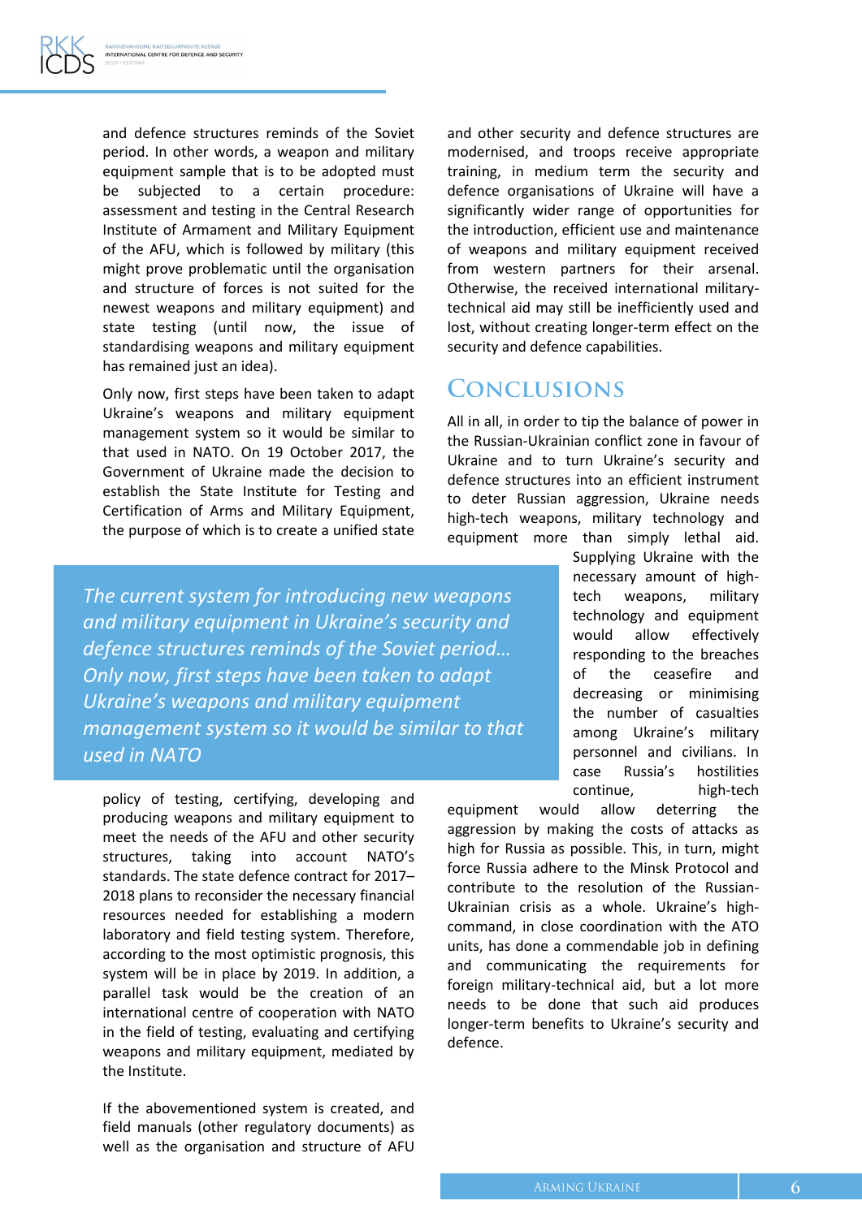and defence structures reminds of the Soviet period. In other words, a weapon and military equipment sample that is to be adopted must be subjected to a certain procedure: assessment and testing in the Central Research Institute of Armament and Military Equipment of the AFU, which is followed by military (this might prove problematic until the organisation and structure of forces is not suited for the newest weapons and military equipment) and state testing (until now, the issue of standardising weapons and military equipment has remained just an idea).

Only now, first steps have been taken to adapt Ukraine's weapons and military equipment management system so it would be similar to that used in NATO. On 19 October 2017, the Government of Ukraine made the decision to establish the State Institute for Testing and Certification of Arms and Military Equipment, the purpose of which is to create a unified state policy of testing, certifying, developing and producing weapons and military equipment to meet the needs of the AFU and other security structures, taking into account NATO's standards. The state defence contract for 2017–2018 plans to reconsider the necessary financial resources needed for establishing a modern laboratory and field testing system. Therefore, according to the most optimistic prognosis, this system will be in place by 2019. In addition, a parallel task would be the creation of an international centre of cooperation with NATO in the field of testing, evaluating and certifying weapons and military equipment, mediated by the Institute.

> *The current system for introducing new weapons and military equipment in Ukraine's security and defence structures reminds of the Soviet period… Only now, first steps have been taken to adapt Ukraine's weapons and military equipment management system so it would be similar to that used in NATO*

If the abovementioned system is created, and field manuals (other regulatory documents) as well as the organisation and structure of AFU and other security and defence structures are modernised, and troops receive appropriate training, in medium term the security and defence organisations of Ukraine will have a significantly wider range of opportunities for the introduction, efficient use and maintenance of weapons and military equipment received from western partners for their arsenal. Otherwise, the received international military-technical aid may still be inefficiently used and lost, without creating longer-term effect on the security and defence capabilities.

## Conclusions

All in all, in order to tip the balance of power in the Russian-Ukrainian conflict zone in favour of Ukraine and to turn Ukraine's security and defence structures into an efficient instrument to deter Russian aggression, Ukraine needs high-tech weapons, military technology and equipment more than simply lethal aid. Supplying Ukraine with the necessary amount of high-tech weapons, military technology and equipment would allow effectively responding to the breaches of the ceasefire and decreasing or minimising the number of casualties among Ukraine's military personnel and civilians. In case Russia's hostilities continue, high-tech equipment would allow deterring the aggression by making the costs of attacks as high for Russia as possible. This, in turn, might force Russia adhere to the Minsk Protocol and contribute to the resolution of the Russian-Ukrainian crisis as a whole. Ukraine's high-command, in close coordination with the ATO units, has done a commendable job in defining and communicating the requirements for foreign military-technical aid, but a lot more needs to be done that such aid produces longer-term benefits to Ukraine's security and defence.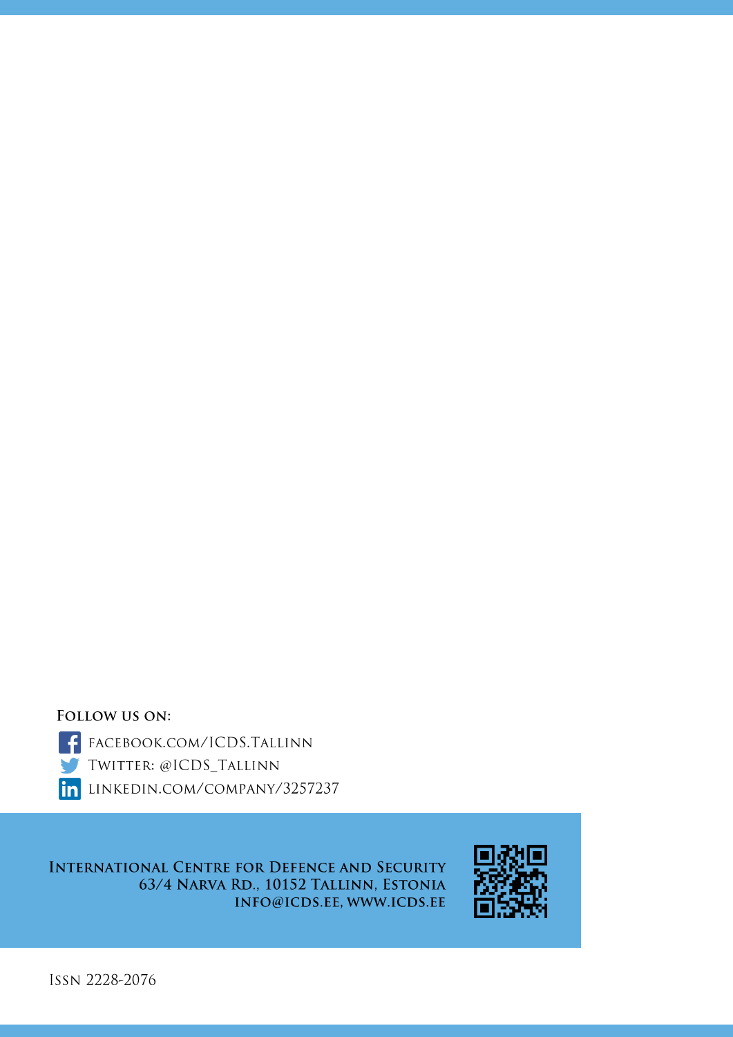**Follow us on:**

facebook.com/ICDS.Tallinn

Twitter: @ICDS_Tallinn

linkedin.com/company/3257237

**International Centre for Defence and Security**
**63/4 Narva Rd., 10152 Tallinn, Estonia**
**info@icds.ee, www.icds.ee**

Issn 2228-2076